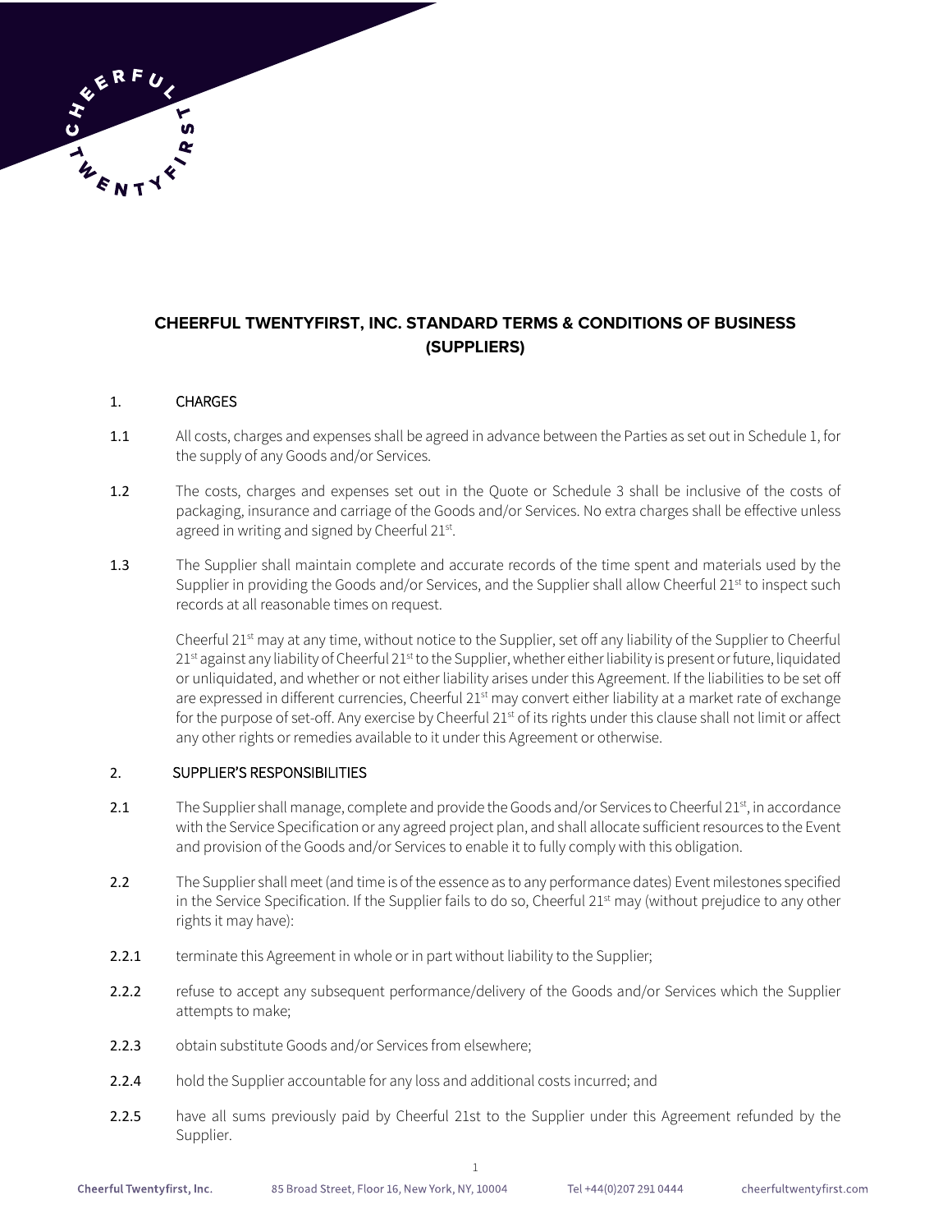# CHEERFUL TWENTYFIRST, INC. STANDARD TERMS & CONDITIONS OF BUSINESS (SUPPLIERS)

## 1. CHARGES

**1.1** All costs, charges and expenses shall be agreed in advance between the Parties as set out in Schedule 1, for the supply of any Goods and/or Services.

**1.2** The costs, charges and expenses set out in the Quote or Schedule 3 shall be inclusive of the costs of packaging, insurance and carriage of the Goods and/or Services. No extra charges shall be effective unless agreed in writing and signed by Cheerful 21st.

**1.3** The Supplier shall maintain complete and accurate records of the time spent and materials used by the Supplier in providing the Goods and/or Services, and the Supplier shall allow Cheerful 21st to inspect such records at all reasonable times on request.

Cheerful 21st may at any time, without notice to the Supplier, set off any liability of the Supplier to Cheerful 21st against any liability of Cheerful 21st to the Supplier, whether either liability is present or future, liquidated or unliquidated, and whether or not either liability arises under this Agreement. If the liabilities to be set off are expressed in different currencies, Cheerful 21st may convert either liability at a market rate of exchange for the purpose of set-off. Any exercise by Cheerful 21st of its rights under this clause shall not limit or affect any other rights or remedies available to it under this Agreement or otherwise.

## 2. SUPPLIER'S RESPONSIBILITIES

**2.1** The Supplier shall manage, complete and provide the Goods and/or Services to Cheerful 21st, in accordance with the Service Specification or any agreed project plan, and shall allocate sufficient resources to the Event and provision of the Goods and/or Services to enable it to fully comply with this obligation.

**2.2** The Supplier shall meet (and time is of the essence as to any performance dates) Event milestones specified in the Service Specification. If the Supplier fails to do so, Cheerful 21st may (without prejudice to any other rights it may have):

**2.2.1** terminate this Agreement in whole or in part without liability to the Supplier;

**2.2.2** refuse to accept any subsequent performance/delivery of the Goods and/or Services which the Supplier attempts to make;

**2.2.3** obtain substitute Goods and/or Services from elsewhere;

**2.2.4** hold the Supplier accountable for any loss and additional costs incurred; and

**2.2.5** have all sums previously paid by Cheerful 21st to the Supplier under this Agreement refunded by the Supplier.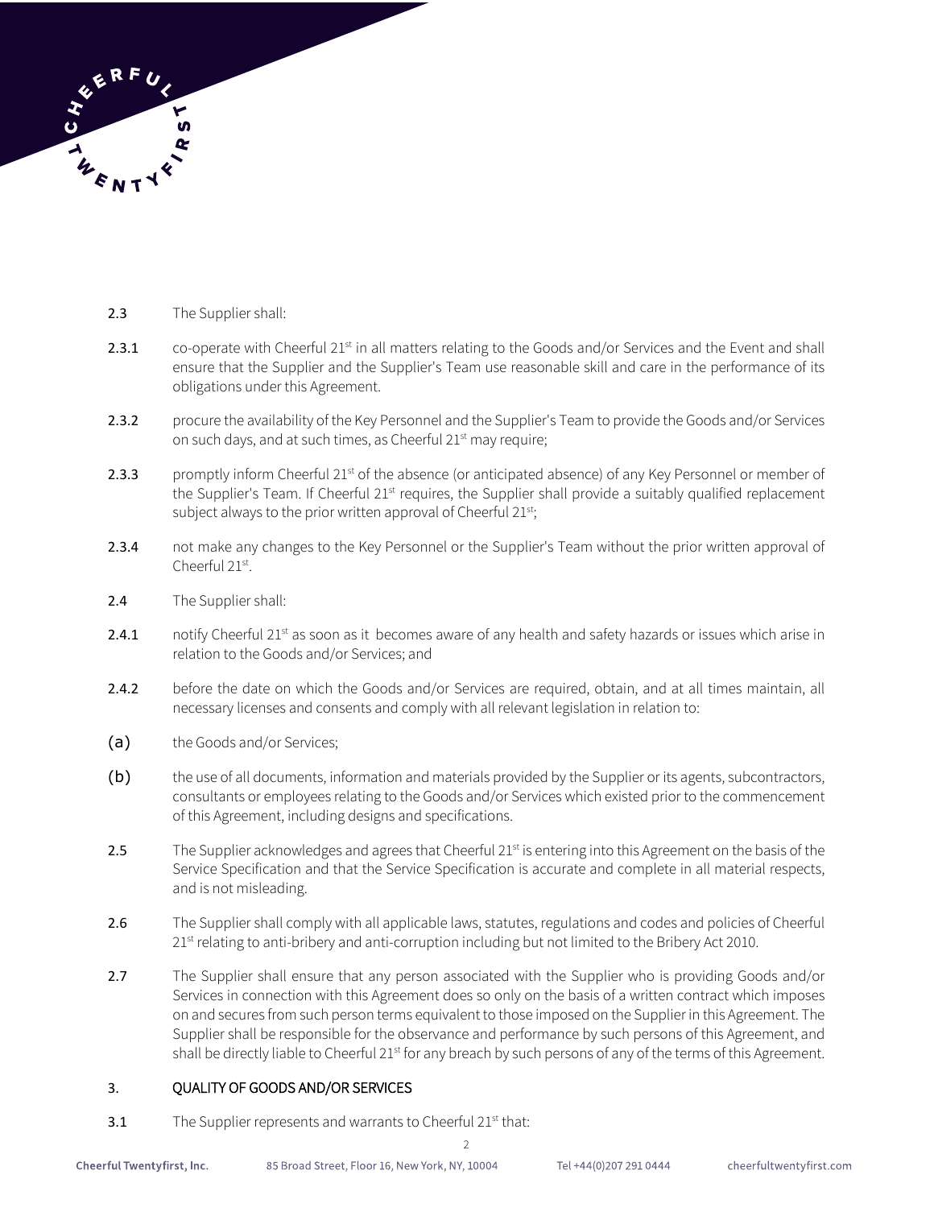2.3 The Supplier shall:

2.3.1 co-operate with Cheerful 21st in all matters relating to the Goods and/or Services and the Event and shall ensure that the Supplier and the Supplier's Team use reasonable skill and care in the performance of its obligations under this Agreement.

2.3.2 procure the availability of the Key Personnel and the Supplier's Team to provide the Goods and/or Services on such days, and at such times, as Cheerful 21st may require;

2.3.3 promptly inform Cheerful 21st of the absence (or anticipated absence) of any Key Personnel or member of the Supplier's Team. If Cheerful 21st requires, the Supplier shall provide a suitably qualified replacement subject always to the prior written approval of Cheerful 21st;

2.3.4 not make any changes to the Key Personnel or the Supplier's Team without the prior written approval of Cheerful 21st.

2.4 The Supplier shall:

2.4.1 notify Cheerful 21st as soon as it becomes aware of any health and safety hazards or issues which arise in relation to the Goods and/or Services; and

2.4.2 before the date on which the Goods and/or Services are required, obtain, and at all times maintain, all necessary licenses and consents and comply with all relevant legislation in relation to:

(a) the Goods and/or Services;

(b) the use of all documents, information and materials provided by the Supplier or its agents, subcontractors, consultants or employees relating to the Goods and/or Services which existed prior to the commencement of this Agreement, including designs and specifications.

2.5 The Supplier acknowledges and agrees that Cheerful 21st is entering into this Agreement on the basis of the Service Specification and that the Service Specification is accurate and complete in all material respects, and is not misleading.

2.6 The Supplier shall comply with all applicable laws, statutes, regulations and codes and policies of Cheerful 21st relating to anti-bribery and anti-corruption including but not limited to the Bribery Act 2010.

2.7 The Supplier shall ensure that any person associated with the Supplier who is providing Goods and/or Services in connection with this Agreement does so only on the basis of a written contract which imposes on and secures from such person terms equivalent to those imposed on the Supplier in this Agreement. The Supplier shall be responsible for the observance and performance by such persons of this Agreement, and shall be directly liable to Cheerful 21st for any breach by such persons of any of the terms of this Agreement.

## 3. QUALITY OF GOODS AND/OR SERVICES

3.1 The Supplier represents and warrants to Cheerful 21st that: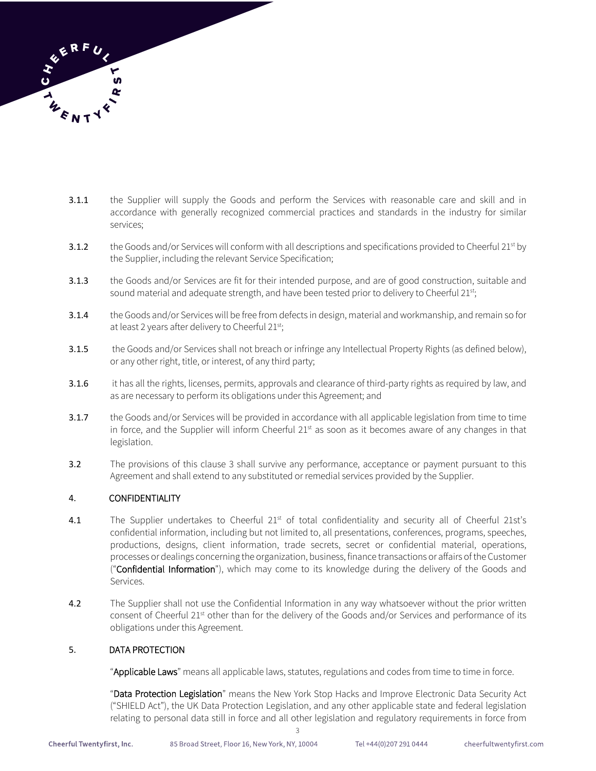**3.1.1** the Supplier will supply the Goods and perform the Services with reasonable care and skill and in accordance with generally recognized commercial practices and standards in the industry for similar services;

**3.1.2** the Goods and/or Services will conform with all descriptions and specifications provided to Cheerful 21st by the Supplier, including the relevant Service Specification;

**3.1.3** the Goods and/or Services are fit for their intended purpose, and are of good construction, suitable and sound material and adequate strength, and have been tested prior to delivery to Cheerful 21st;

**3.1.4** the Goods and/or Services will be free from defects in design, material and workmanship, and remain so for at least 2 years after delivery to Cheerful 21st;

**3.1.5** the Goods and/or Services shall not breach or infringe any Intellectual Property Rights (as defined below), or any other right, title, or interest, of any third party;

**3.1.6** it has all the rights, licenses, permits, approvals and clearance of third-party rights as required by law, and as are necessary to perform its obligations under this Agreement; and

**3.1.7** the Goods and/or Services will be provided in accordance with all applicable legislation from time to time in force, and the Supplier will inform Cheerful 21st as soon as it becomes aware of any changes in that legislation.

**3.2** The provisions of this clause 3 shall survive any performance, acceptance or payment pursuant to this Agreement and shall extend to any substituted or remedial services provided by the Supplier.

## 4. CONFIDENTIALITY

**4.1** The Supplier undertakes to Cheerful 21st of total confidentiality and security all of Cheerful 21st's confidential information, including but not limited to, all presentations, conferences, programs, speeches, productions, designs, client information, trade secrets, secret or confidential material, operations, processes or dealings concerning the organization, business, finance transactions or affairs of the Customer ("**Confidential Information**"), which may come to its knowledge during the delivery of the Goods and Services.

**4.2** The Supplier shall not use the Confidential Information in any way whatsoever without the prior written consent of Cheerful 21st other than for the delivery of the Goods and/or Services and performance of its obligations under this Agreement.

## 5. DATA PROTECTION

"**Applicable Laws**" means all applicable laws, statutes, regulations and codes from time to time in force.

"**Data Protection Legislation**" means the New York Stop Hacks and Improve Electronic Data Security Act ("SHIELD Act"), the UK Data Protection Legislation, and any other applicable state and federal legislation relating to personal data still in force and all other legislation and regulatory requirements in force from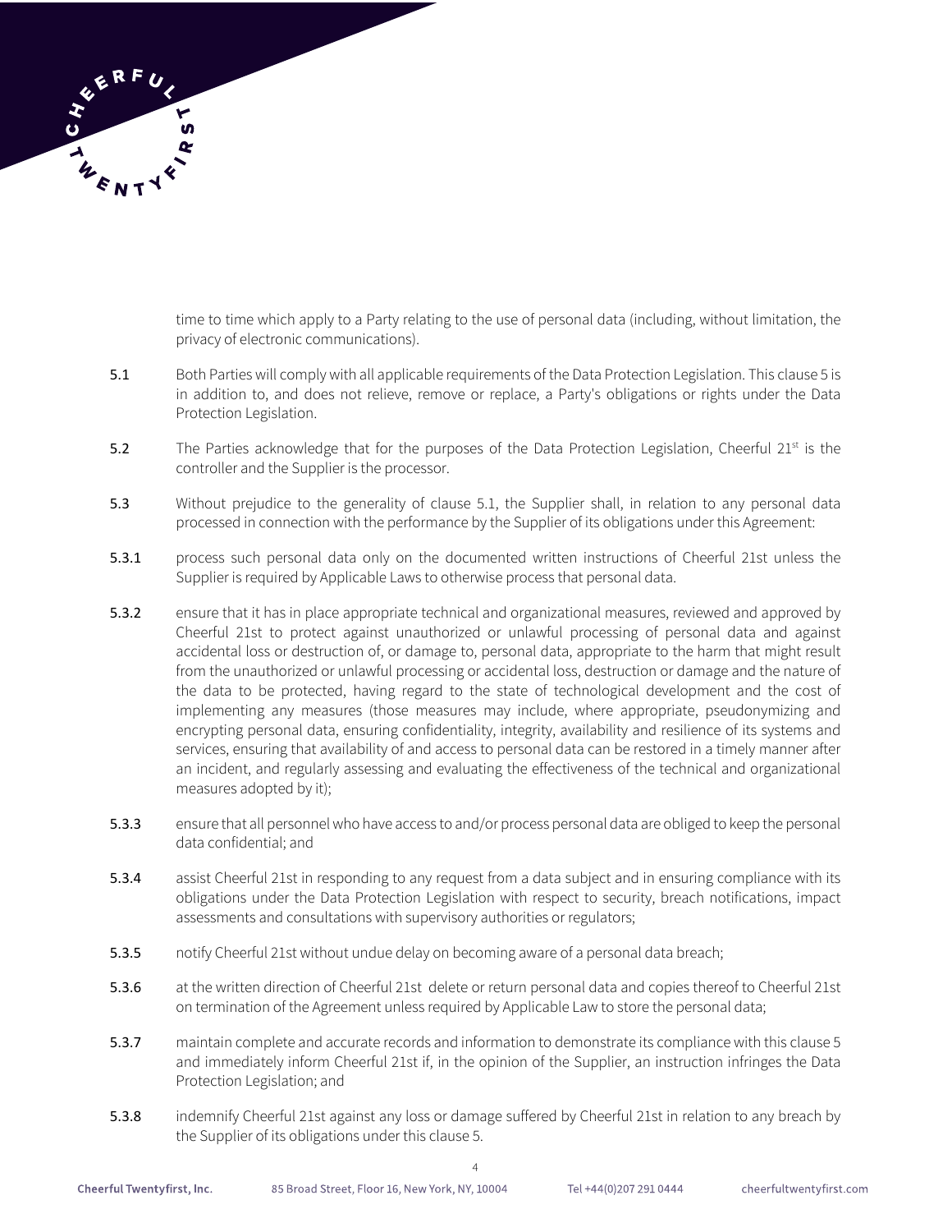time to time which apply to a Party relating to the use of personal data (including, without limitation, the privacy of electronic communications).

**5.1** Both Parties will comply with all applicable requirements of the Data Protection Legislation. This clause 5 is in addition to, and does not relieve, remove or replace, a Party's obligations or rights under the Data Protection Legislation.

**5.2** The Parties acknowledge that for the purposes of the Data Protection Legislation, Cheerful 21st is the controller and the Supplier is the processor.

**5.3** Without prejudice to the generality of clause 5.1, the Supplier shall, in relation to any personal data processed in connection with the performance by the Supplier of its obligations under this Agreement:

**5.3.1** process such personal data only on the documented written instructions of Cheerful 21st unless the Supplier is required by Applicable Laws to otherwise process that personal data.

**5.3.2** ensure that it has in place appropriate technical and organizational measures, reviewed and approved by Cheerful 21st to protect against unauthorized or unlawful processing of personal data and against accidental loss or destruction of, or damage to, personal data, appropriate to the harm that might result from the unauthorized or unlawful processing or accidental loss, destruction or damage and the nature of the data to be protected, having regard to the state of technological development and the cost of implementing any measures (those measures may include, where appropriate, pseudonymizing and encrypting personal data, ensuring confidentiality, integrity, availability and resilience of its systems and services, ensuring that availability of and access to personal data can be restored in a timely manner after an incident, and regularly assessing and evaluating the effectiveness of the technical and organizational measures adopted by it);

**5.3.3** ensure that all personnel who have access to and/or process personal data are obliged to keep the personal data confidential; and

**5.3.4** assist Cheerful 21st in responding to any request from a data subject and in ensuring compliance with its obligations under the Data Protection Legislation with respect to security, breach notifications, impact assessments and consultations with supervisory authorities or regulators;

**5.3.5** notify Cheerful 21st without undue delay on becoming aware of a personal data breach;

**5.3.6** at the written direction of Cheerful 21st delete or return personal data and copies thereof to Cheerful 21st on termination of the Agreement unless required by Applicable Law to store the personal data;

**5.3.7** maintain complete and accurate records and information to demonstrate its compliance with this clause 5 and immediately inform Cheerful 21st if, in the opinion of the Supplier, an instruction infringes the Data Protection Legislation; and

**5.3.8** indemnify Cheerful 21st against any loss or damage suffered by Cheerful 21st in relation to any breach by the Supplier of its obligations under this clause 5.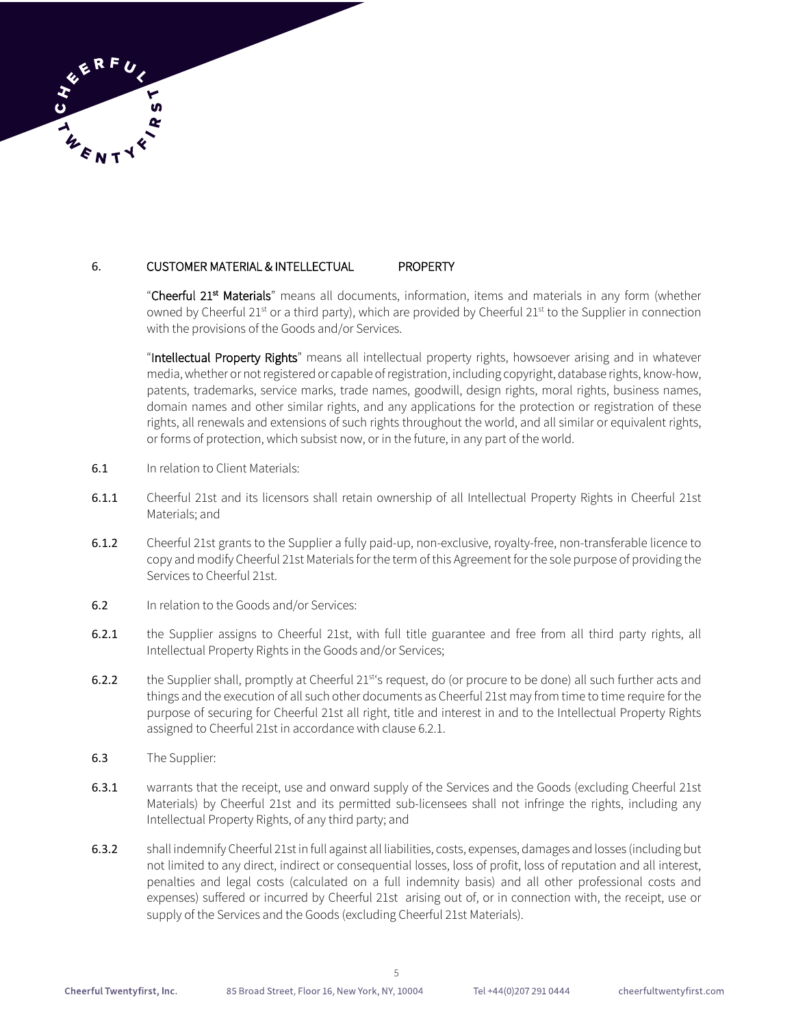## 6. CUSTOMER MATERIAL & INTELLECTUAL PROPERTY

"**Cheerful 21st Materials**" means all documents, information, items and materials in any form (whether owned by Cheerful 21st or a third party), which are provided by Cheerful 21st to the Supplier in connection with the provisions of the Goods and/or Services.

"**Intellectual Property Rights**" means all intellectual property rights, howsoever arising and in whatever media, whether or not registered or capable of registration, including copyright, database rights, know-how, patents, trademarks, service marks, trade names, goodwill, design rights, moral rights, business names, domain names and other similar rights, and any applications for the protection or registration of these rights, all renewals and extensions of such rights throughout the world, and all similar or equivalent rights, or forms of protection, which subsist now, or in the future, in any part of the world.

**6.1** In relation to Client Materials:

**6.1.1** Cheerful 21st and its licensors shall retain ownership of all Intellectual Property Rights in Cheerful 21st Materials; and

**6.1.2** Cheerful 21st grants to the Supplier a fully paid-up, non-exclusive, royalty-free, non-transferable licence to copy and modify Cheerful 21st Materials for the term of this Agreement for the sole purpose of providing the Services to Cheerful 21st.

**6.2** In relation to the Goods and/or Services:

**6.2.1** the Supplier assigns to Cheerful 21st, with full title guarantee and free from all third party rights, all Intellectual Property Rights in the Goods and/or Services;

**6.2.2** the Supplier shall, promptly at Cheerful 21st's request, do (or procure to be done) all such further acts and things and the execution of all such other documents as Cheerful 21st may from time to time require for the purpose of securing for Cheerful 21st all right, title and interest in and to the Intellectual Property Rights assigned to Cheerful 21st in accordance with clause 6.2.1.

**6.3** The Supplier:

**6.3.1** warrants that the receipt, use and onward supply of the Services and the Goods (excluding Cheerful 21st Materials) by Cheerful 21st and its permitted sub-licensees shall not infringe the rights, including any Intellectual Property Rights, of any third party; and

**6.3.2** shall indemnify Cheerful 21st in full against all liabilities, costs, expenses, damages and losses (including but not limited to any direct, indirect or consequential losses, loss of profit, loss of reputation and all interest, penalties and legal costs (calculated on a full indemnity basis) and all other professional costs and expenses) suffered or incurred by Cheerful 21st arising out of, or in connection with, the receipt, use or supply of the Services and the Goods (excluding Cheerful 21st Materials).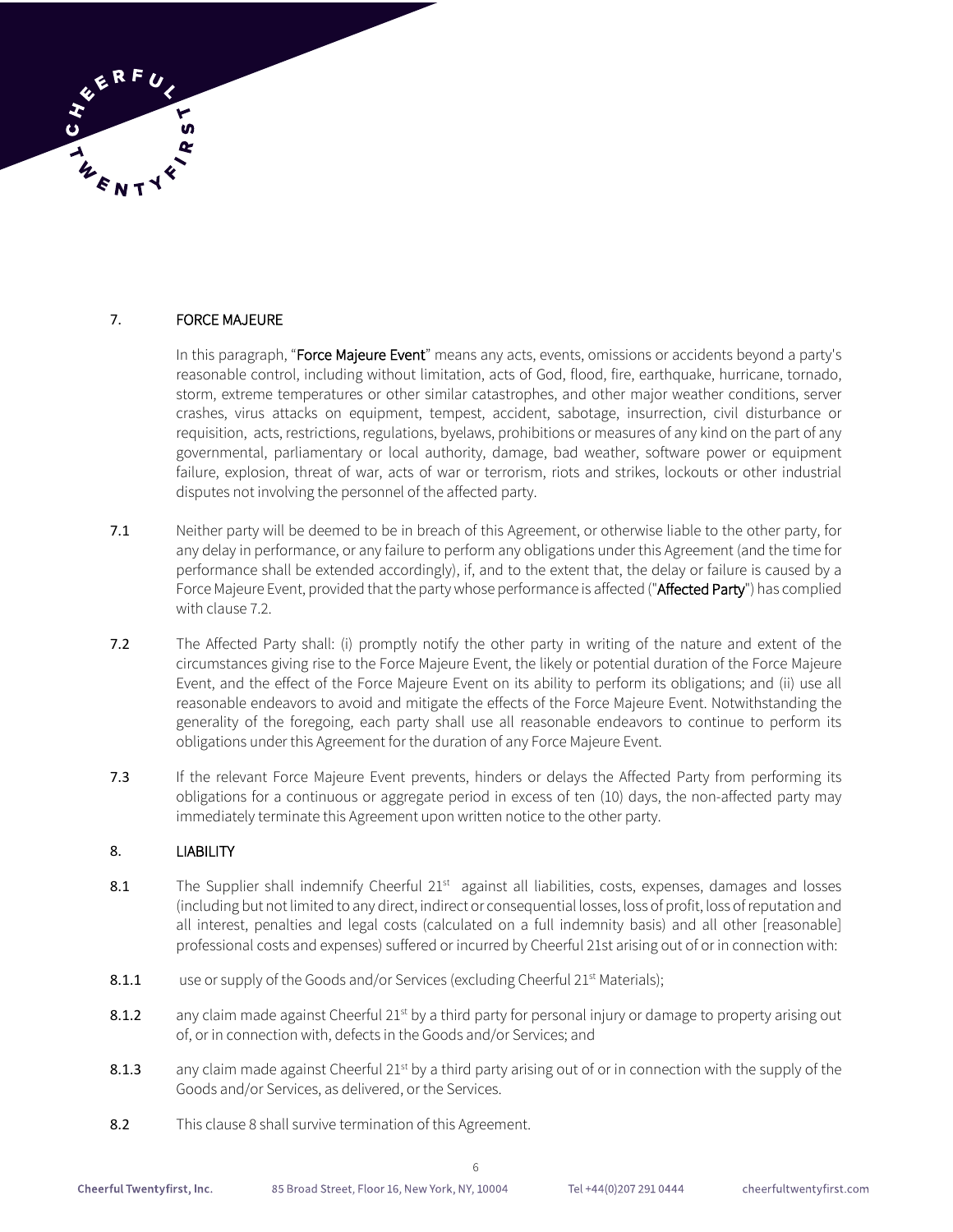## 7. FORCE MAJEURE

In this paragraph, "**Force Majeure Event**" means any acts, events, omissions or accidents beyond a party's reasonable control, including without limitation, acts of God, flood, fire, earthquake, hurricane, tornado, storm, extreme temperatures or other similar catastrophes, and other major weather conditions, server crashes, virus attacks on equipment, tempest, accident, sabotage, insurrection, civil disturbance or requisition, acts, restrictions, regulations, byelaws, prohibitions or measures of any kind on the part of any governmental, parliamentary or local authority, damage, bad weather, software power or equipment failure, explosion, threat of war, acts of war or terrorism, riots and strikes, lockouts or other industrial disputes not involving the personnel of the affected party.

**7.1** Neither party will be deemed to be in breach of this Agreement, or otherwise liable to the other party, for any delay in performance, or any failure to perform any obligations under this Agreement (and the time for performance shall be extended accordingly), if, and to the extent that, the delay or failure is caused by a Force Majeure Event, provided that the party whose performance is affected ("**Affected Party**") has complied with clause 7.2.

**7.2** The Affected Party shall: (i) promptly notify the other party in writing of the nature and extent of the circumstances giving rise to the Force Majeure Event, the likely or potential duration of the Force Majeure Event, and the effect of the Force Majeure Event on its ability to perform its obligations; and (ii) use all reasonable endeavors to avoid and mitigate the effects of the Force Majeure Event. Notwithstanding the generality of the foregoing, each party shall use all reasonable endeavors to continue to perform its obligations under this Agreement for the duration of any Force Majeure Event.

**7.3** If the relevant Force Majeure Event prevents, hinders or delays the Affected Party from performing its obligations for a continuous or aggregate period in excess of ten (10) days, the non-affected party may immediately terminate this Agreement upon written notice to the other party.

## 8. LIABILITY

**8.1** The Supplier shall indemnify Cheerful 21st against all liabilities, costs, expenses, damages and losses (including but not limited to any direct, indirect or consequential losses, loss of profit, loss of reputation and all interest, penalties and legal costs (calculated on a full indemnity basis) and all other [reasonable] professional costs and expenses) suffered or incurred by Cheerful 21st arising out of or in connection with:

**8.1.1** use or supply of the Goods and/or Services (excluding Cheerful 21st Materials);

**8.1.2** any claim made against Cheerful 21st by a third party for personal injury or damage to property arising out of, or in connection with, defects in the Goods and/or Services; and

**8.1.3** any claim made against Cheerful 21st by a third party arising out of or in connection with the supply of the Goods and/or Services, as delivered, or the Services.

**8.2** This clause 8 shall survive termination of this Agreement.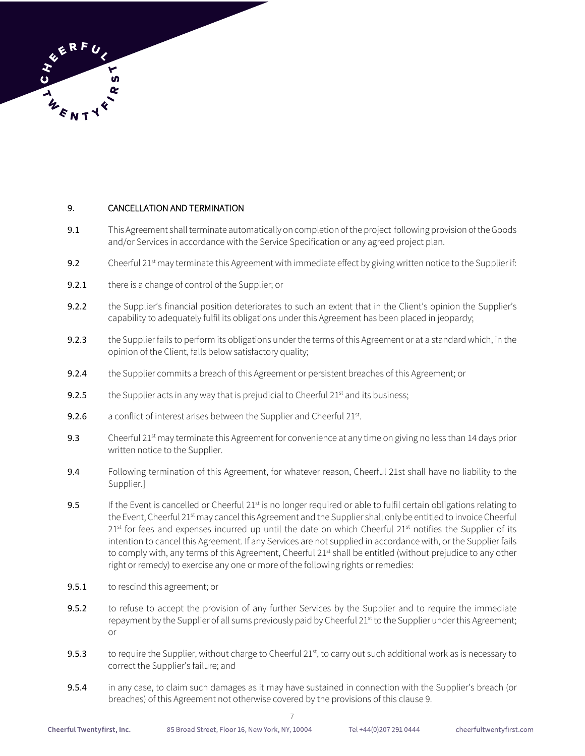## 9. CANCELLATION AND TERMINATION

**9.1** This Agreement shall terminate automatically on completion of the project following provision of the Goods and/or Services in accordance with the Service Specification or any agreed project plan.

**9.2** Cheerful 21st may terminate this Agreement with immediate effect by giving written notice to the Supplier if:

**9.2.1** there is a change of control of the Supplier; or

**9.2.2** the Supplier's financial position deteriorates to such an extent that in the Client's opinion the Supplier's capability to adequately fulfil its obligations under this Agreement has been placed in jeopardy;

**9.2.3** the Supplier fails to perform its obligations under the terms of this Agreement or at a standard which, in the opinion of the Client, falls below satisfactory quality;

**9.2.4** the Supplier commits a breach of this Agreement or persistent breaches of this Agreement; or

**9.2.5** the Supplier acts in any way that is prejudicial to Cheerful 21st and its business;

**9.2.6** a conflict of interest arises between the Supplier and Cheerful 21st.

**9.3** Cheerful 21st may terminate this Agreement for convenience at any time on giving no less than 14 days prior written notice to the Supplier.

**9.4** Following termination of this Agreement, for whatever reason, Cheerful 21st shall have no liability to the Supplier.]

**9.5** If the Event is cancelled or Cheerful 21st is no longer required or able to fulfil certain obligations relating to the Event, Cheerful 21st may cancel this Agreement and the Supplier shall only be entitled to invoice Cheerful 21st for fees and expenses incurred up until the date on which Cheerful 21st notifies the Supplier of its intention to cancel this Agreement. If any Services are not supplied in accordance with, or the Supplier fails to comply with, any terms of this Agreement, Cheerful 21st shall be entitled (without prejudice to any other right or remedy) to exercise any one or more of the following rights or remedies:

**9.5.1** to rescind this agreement; or

**9.5.2** to refuse to accept the provision of any further Services by the Supplier and to require the immediate repayment by the Supplier of all sums previously paid by Cheerful 21st to the Supplier under this Agreement; or

**9.5.3** to require the Supplier, without charge to Cheerful 21st, to carry out such additional work as is necessary to correct the Supplier's failure; and

**9.5.4** in any case, to claim such damages as it may have sustained in connection with the Supplier's breach (or breaches) of this Agreement not otherwise covered by the provisions of this clause 9.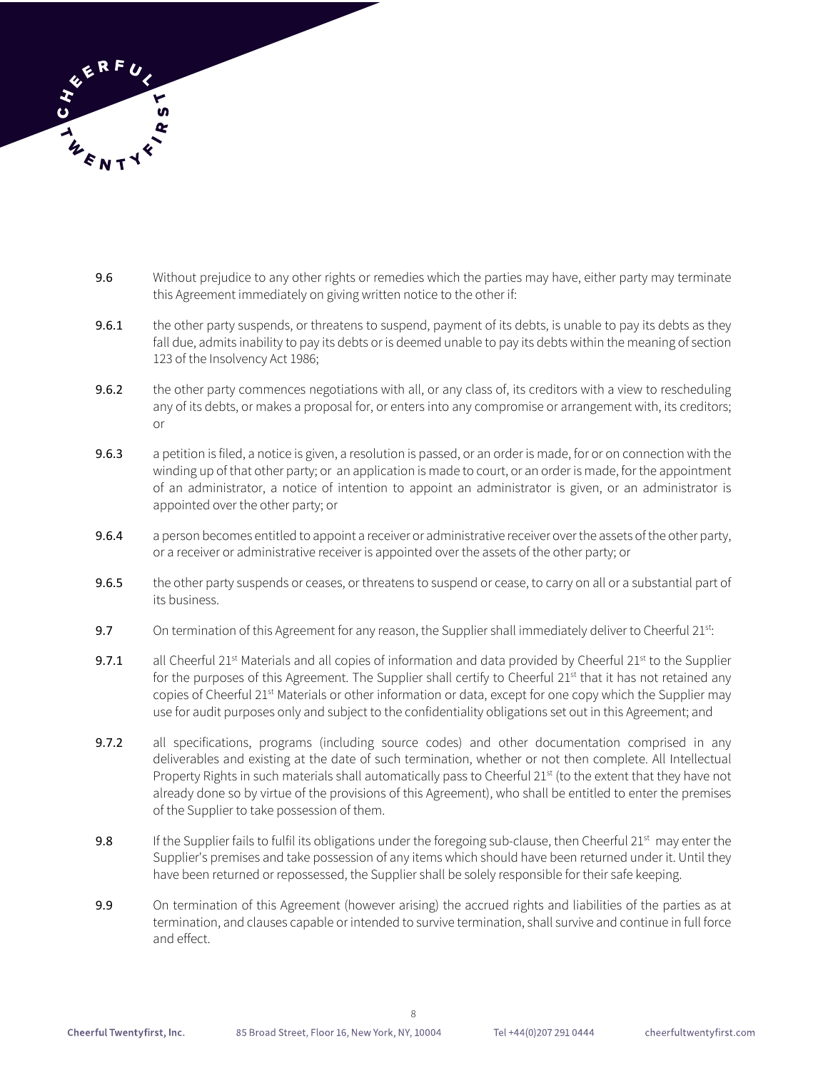**9.6** Without prejudice to any other rights or remedies which the parties may have, either party may terminate this Agreement immediately on giving written notice to the other if:

**9.6.1** the other party suspends, or threatens to suspend, payment of its debts, is unable to pay its debts as they fall due, admits inability to pay its debts or is deemed unable to pay its debts within the meaning of section 123 of the Insolvency Act 1986;

**9.6.2** the other party commences negotiations with all, or any class of, its creditors with a view to rescheduling any of its debts, or makes a proposal for, or enters into any compromise or arrangement with, its creditors; or

**9.6.3** a petition is filed, a notice is given, a resolution is passed, or an order is made, for or on connection with the winding up of that other party; or an application is made to court, or an order is made, for the appointment of an administrator, a notice of intention to appoint an administrator is given, or an administrator is appointed over the other party; or

**9.6.4** a person becomes entitled to appoint a receiver or administrative receiver over the assets of the other party, or a receiver or administrative receiver is appointed over the assets of the other party; or

**9.6.5** the other party suspends or ceases, or threatens to suspend or cease, to carry on all or a substantial part of its business.

**9.7** On termination of this Agreement for any reason, the Supplier shall immediately deliver to Cheerful 21st:

**9.7.1** all Cheerful 21st Materials and all copies of information and data provided by Cheerful 21st to the Supplier for the purposes of this Agreement. The Supplier shall certify to Cheerful 21st that it has not retained any copies of Cheerful 21st Materials or other information or data, except for one copy which the Supplier may use for audit purposes only and subject to the confidentiality obligations set out in this Agreement; and

**9.7.2** all specifications, programs (including source codes) and other documentation comprised in any deliverables and existing at the date of such termination, whether or not then complete. All Intellectual Property Rights in such materials shall automatically pass to Cheerful 21st (to the extent that they have not already done so by virtue of the provisions of this Agreement), who shall be entitled to enter the premises of the Supplier to take possession of them.

**9.8** If the Supplier fails to fulfil its obligations under the foregoing sub-clause, then Cheerful 21st may enter the Supplier's premises and take possession of any items which should have been returned under it. Until they have been returned or repossessed, the Supplier shall be solely responsible for their safe keeping.

**9.9** On termination of this Agreement (however arising) the accrued rights and liabilities of the parties as at termination, and clauses capable or intended to survive termination, shall survive and continue in full force and effect.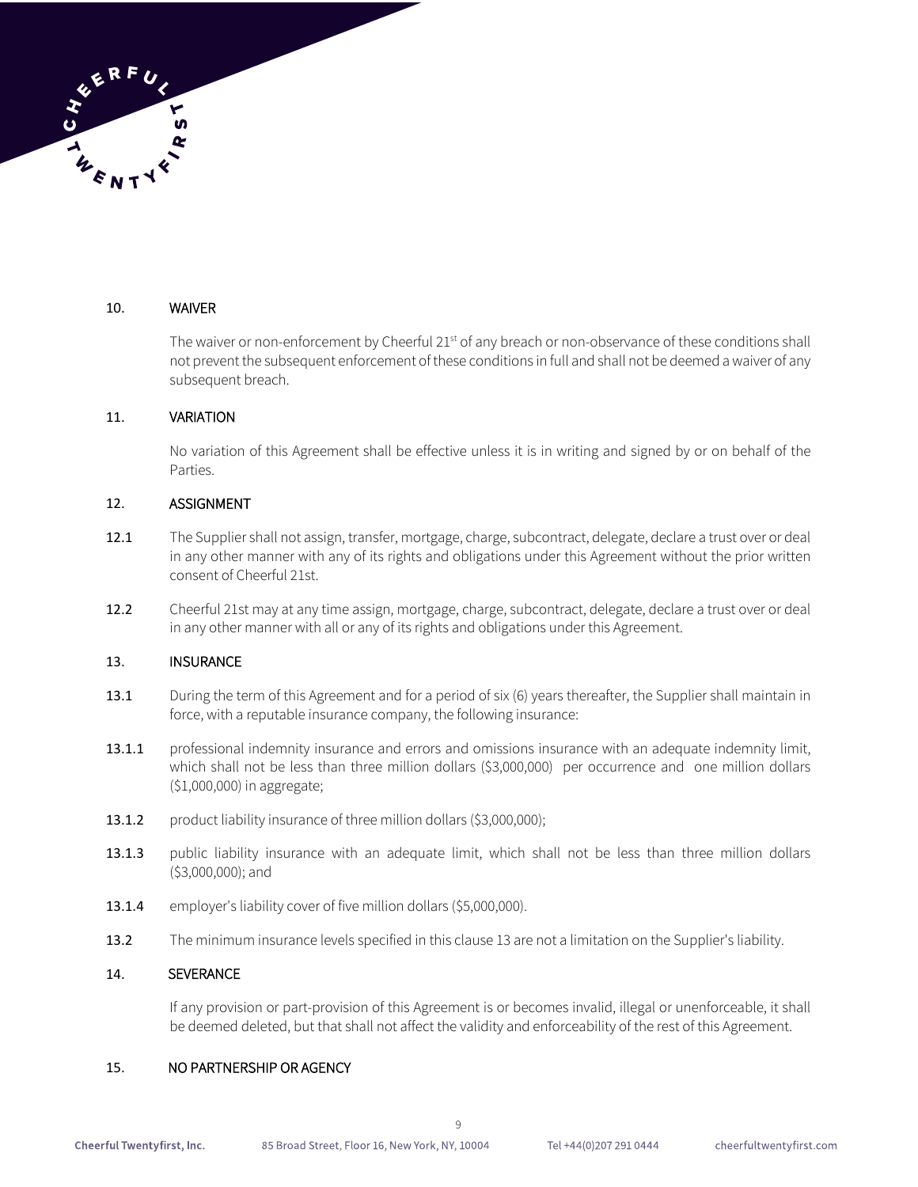## 10. WAIVER

The waiver or non-enforcement by Cheerful 21st of any breach or non-observance of these conditions shall not prevent the subsequent enforcement of these conditions in full and shall not be deemed a waiver of any subsequent breach.

## 11. VARIATION

No variation of this Agreement shall be effective unless it is in writing and signed by or on behalf of the Parties.

## 12. ASSIGNMENT

**12.1** The Supplier shall not assign, transfer, mortgage, charge, subcontract, delegate, declare a trust over or deal in any other manner with any of its rights and obligations under this Agreement without the prior written consent of Cheerful 21st.

**12.2** Cheerful 21st may at any time assign, mortgage, charge, subcontract, delegate, declare a trust over or deal in any other manner with all or any of its rights and obligations under this Agreement.

## 13. INSURANCE

**13.1** During the term of this Agreement and for a period of six (6) years thereafter, the Supplier shall maintain in force, with a reputable insurance company, the following insurance:

**13.1.1** professional indemnity insurance and errors and omissions insurance with an adequate indemnity limit, which shall not be less than three million dollars ($3,000,000) per occurrence and one million dollars ($1,000,000) in aggregate;

**13.1.2** product liability insurance of three million dollars ($3,000,000);

**13.1.3** public liability insurance with an adequate limit, which shall not be less than three million dollars ($3,000,000); and

**13.1.4** employer's liability cover of five million dollars ($5,000,000).

**13.2** The minimum insurance levels specified in this clause 13 are not a limitation on the Supplier's liability.

## 14. SEVERANCE

If any provision or part-provision of this Agreement is or becomes invalid, illegal or unenforceable, it shall be deemed deleted, but that shall not affect the validity and enforceability of the rest of this Agreement.

## 15. NO PARTNERSHIP OR AGENCY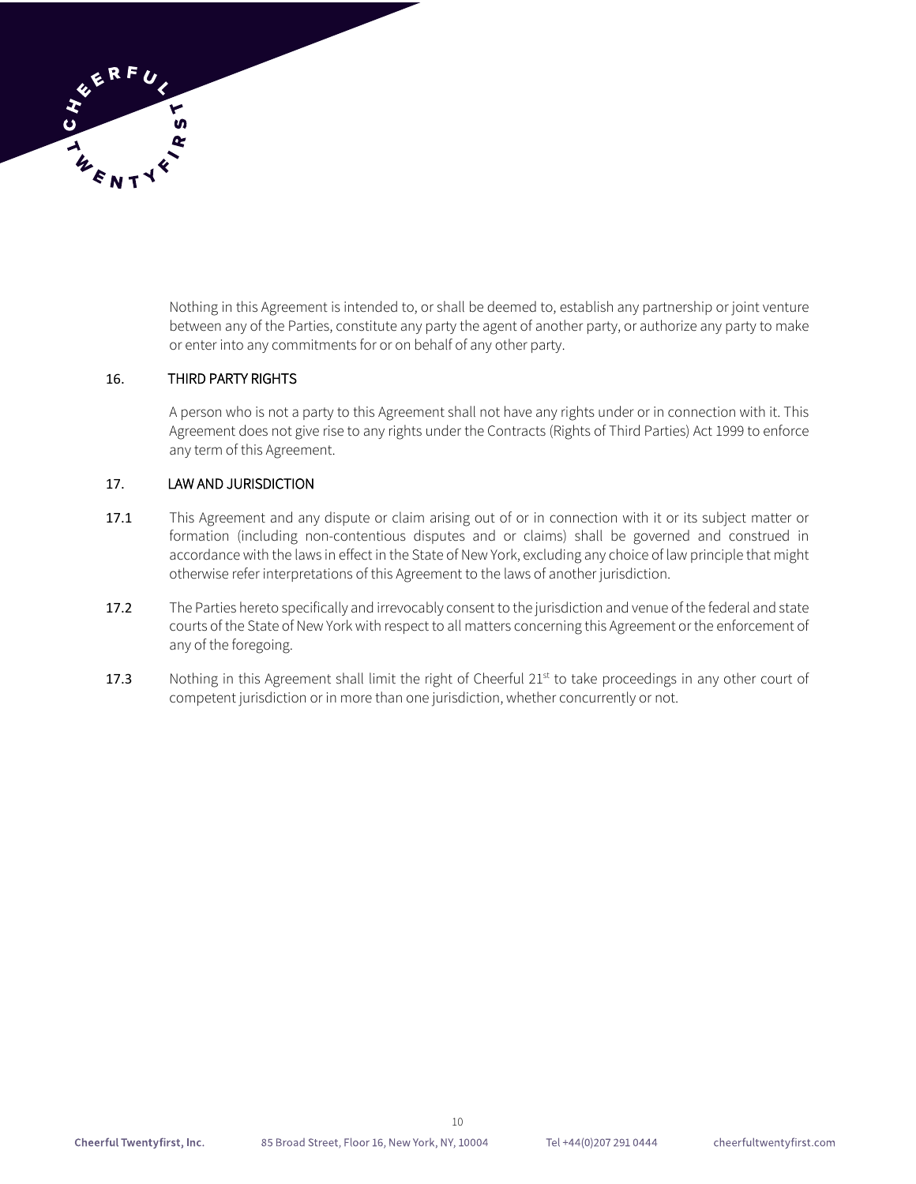Nothing in this Agreement is intended to, or shall be deemed to, establish any partnership or joint venture between any of the Parties, constitute any party the agent of another party, or authorize any party to make or enter into any commitments for or on behalf of any other party.

## 16. THIRD PARTY RIGHTS

A person who is not a party to this Agreement shall not have any rights under or in connection with it. This Agreement does not give rise to any rights under the Contracts (Rights of Third Parties) Act 1999 to enforce any term of this Agreement.

## 17. LAW AND JURISDICTION

**17.1** This Agreement and any dispute or claim arising out of or in connection with it or its subject matter or formation (including non-contentious disputes and or claims) shall be governed and construed in accordance with the laws in effect in the State of New York, excluding any choice of law principle that might otherwise refer interpretations of this Agreement to the laws of another jurisdiction.

**17.2** The Parties hereto specifically and irrevocably consent to the jurisdiction and venue of the federal and state courts of the State of New York with respect to all matters concerning this Agreement or the enforcement of any of the foregoing.

**17.3** Nothing in this Agreement shall limit the right of Cheerful 21st to take proceedings in any other court of competent jurisdiction or in more than one jurisdiction, whether concurrently or not.